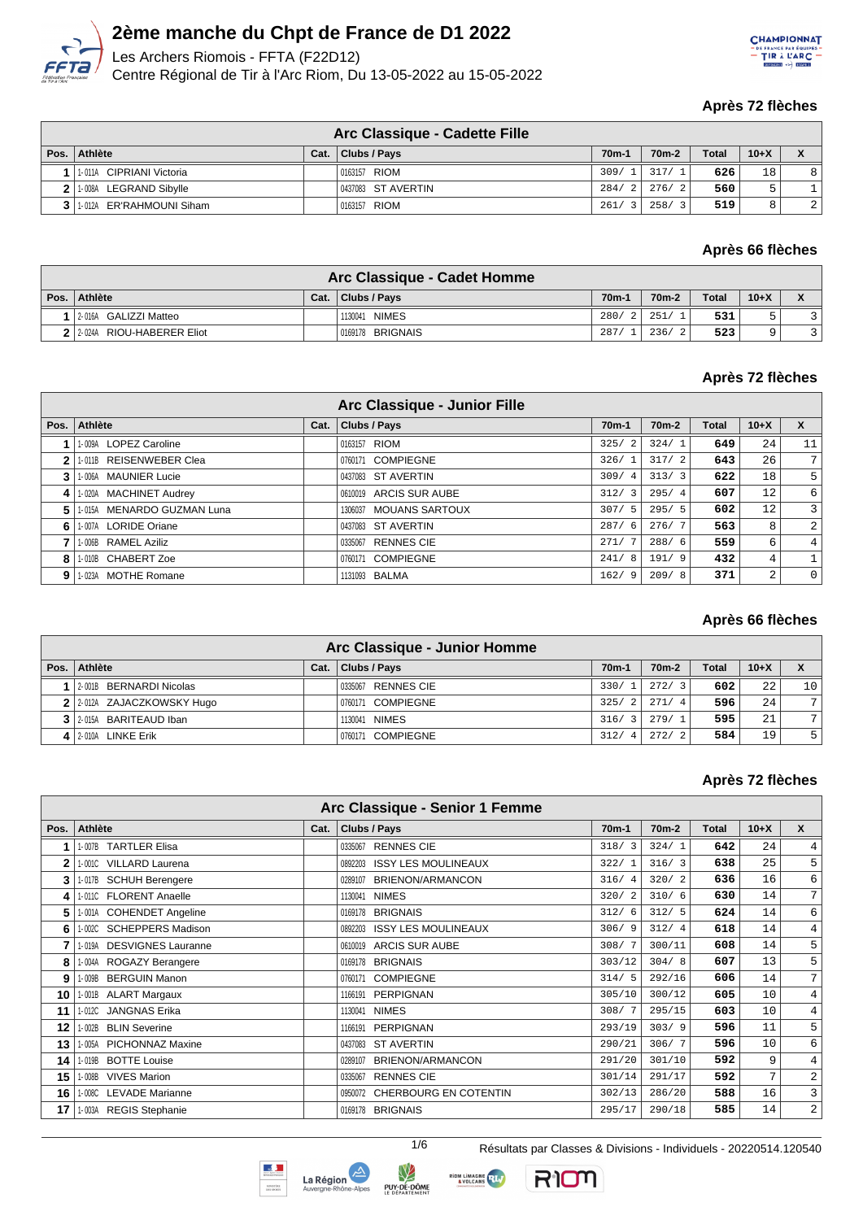# 2ème manche du Chpt de France de D1 2022

Les Archers Riomois - FFTA (F22D12)
Centre Régional de Tir à l'Arc Riom, Du 13-05-2022 au 15-05-2022

**Après 72 flèches**

## Arc Classique - Cadette Fille

| Pos. | Athlète | Cat. | Clubs / Pays | 70m-1 | 70m-2 | Total | 10+X | X |
|---|---|---|---|---|---|---|---|---|
| 1 | 1-011A CIPRIANI Victoria | | 0163157 RIOM | 309/ 1 | 317/ 1 | 626 | 18 | 8 |
| 2 | 1-008A LEGRAND Sibylle | | 0437083 ST AVERTIN | 284/ 2 | 276/ 2 | 560 | 5 | 1 |
| 3 | 1-012A ER'RAHMOUNI Siham | | 0163157 RIOM | 261/ 3 | 258/ 3 | 519 | 8 | 2 |

**Après 66 flèches**

## Arc Classique - Cadet Homme

| Pos. | Athlète | Cat. | Clubs / Pays | 70m-1 | 70m-2 | Total | 10+X | X |
|---|---|---|---|---|---|---|---|---|
| 1 | 2-016A GALIZZI Matteo | | 1130041 NIMES | 280/ 2 | 251/ 1 | 531 | 5 | 3 |
| 2 | 2-024A RIOU-HABERER Eliot | | 0169178 BRIGNAIS | 287/ 1 | 236/ 2 | 523 | 9 | 3 |

**Après 72 flèches**

## Arc Classique - Junior Fille

| Pos. | Athlète | Cat. | Clubs / Pays | 70m-1 | 70m-2 | Total | 10+X | X |
|---|---|---|---|---|---|---|---|---|
| 1 | 1-009A LOPEZ Caroline | | 0163157 RIOM | 325/ 2 | 324/ 1 | 649 | 24 | 11 |
| 2 | 1-011B REISENWEBER Clea | | 0760171 COMPIEGNE | 326/ 1 | 317/ 2 | 643 | 26 | 7 |
| 3 | 1-006A MAUNIER Lucie | | 0437083 ST AVERTIN | 309/ 4 | 313/ 3 | 622 | 18 | 5 |
| 4 | 1-020A MACHINET Audrey | | 0610019 ARCIS SUR AUBE | 312/ 3 | 295/ 4 | 607 | 12 | 6 |
| 5 | 1-015A MENARDO GUZMAN Luna | | 1306037 MOUANS SARTOUX | 307/ 5 | 295/ 5 | 602 | 12 | 3 |
| 6 | 1-007A LORIDE Oriane | | 0437083 ST AVERTIN | 287/ 6 | 276/ 7 | 563 | 8 | 2 |
| 7 | 1-006B RAMEL Aziliz | | 0335067 RENNES CIE | 271/ 7 | 288/ 6 | 559 | 6 | 4 |
| 8 | 1-010B CHABERT Zoe | | 0760171 COMPIEGNE | 241/ 8 | 191/ 9 | 432 | 4 | 1 |
| 9 | 1-023A MOTHE Romane | | 1131093 BALMA | 162/ 9 | 209/ 8 | 371 | 2 | 0 |

**Après 66 flèches**

## Arc Classique - Junior Homme

| Pos. | Athlète | Cat. | Clubs / Pays | 70m-1 | 70m-2 | Total | 10+X | X |
|---|---|---|---|---|---|---|---|---|
| 1 | 2-001B BERNARDI Nicolas | | 0335067 RENNES CIE | 330/ 1 | 272/ 3 | 602 | 22 | 10 |
| 2 | 2-012A ZAJACZKOWSKY Hugo | | 0760171 COMPIEGNE | 325/ 2 | 271/ 4 | 596 | 24 | 7 |
| 3 | 2-015A BARITEAUD Iban | | 1130041 NIMES | 316/ 3 | 279/ 1 | 595 | 21 | 7 |
| 4 | 2-010A LINKE Erik | | 0760171 COMPIEGNE | 312/ 4 | 272/ 2 | 584 | 19 | 5 |

**Après 72 flèches**

## Arc Classique - Senior 1 Femme

| Pos. | Athlète | Cat. | Clubs / Pays | 70m-1 | 70m-2 | Total | 10+X | X |
|---|---|---|---|---|---|---|---|---|
| 1 | 1-007B TARTLER Elisa | | 0335067 RENNES CIE | 318/ 3 | 324/ 1 | 642 | 24 | 4 |
| 2 | 1-001C VILLARD Laurena | | 0892203 ISSY LES MOULINEAUX | 322/ 1 | 316/ 3 | 638 | 25 | 5 |
| 3 | 1-017B SCHUH Berengere | | 0289107 BRIENON/ARMANCON | 316/ 4 | 320/ 2 | 636 | 16 | 6 |
| 4 | 1-011C FLORENT Anaelle | | 1130041 NIMES | 320/ 2 | 310/ 6 | 630 | 14 | 7 |
| 5 | 1-001A COHENDET Angeline | | 0169178 BRIGNAIS | 312/ 6 | 312/ 5 | 624 | 14 | 6 |
| 6 | 1-002C SCHEPPERS Madison | | 0892203 ISSY LES MOULINEAUX | 306/ 9 | 312/ 4 | 618 | 14 | 4 |
| 7 | 1-019A DESVIGNES Lauranne | | 0610019 ARCIS SUR AUBE | 308/ 7 | 300/11 | 608 | 14 | 5 |
| 8 | 1-004A ROGAZY Berangere | | 0169178 BRIGNAIS | 303/12 | 304/ 8 | 607 | 13 | 5 |
| 9 | 1-009B BERGUIN Manon | | 0760171 COMPIEGNE | 314/ 5 | 292/16 | 606 | 14 | 7 |
| 10 | 1-001B ALART Margaux | | 1166191 PERPIGNAN | 305/10 | 300/12 | 605 | 10 | 4 |
| 11 | 1-012C JANGNAS Erika | | 1130041 NIMES | 308/ 7 | 295/15 | 603 | 10 | 4 |
| 12 | 1-002B BLIN Severine | | 1166191 PERPIGNAN | 293/19 | 303/ 9 | 596 | 11 | 5 |
| 13 | 1-005A PICHONNAZ Maxine | | 0437083 ST AVERTIN | 290/21 | 306/ 7 | 596 | 10 | 6 |
| 14 | 1-019B BOTTE Louise | | 0289107 BRIENON/ARMANCON | 291/20 | 301/10 | 592 | 9 | 4 |
| 15 | 1-008B VIVES Marion | | 0335067 RENNES CIE | 301/14 | 291/17 | 592 | 7 | 2 |
| 16 | 1-008C LEVADE Marianne | | 0950072 CHERBOURG EN COTENTIN | 302/13 | 286/20 | 588 | 16 | 3 |
| 17 | 1-003A REGIS Stephanie | | 0169178 BRIGNAIS | 295/17 | 290/18 | 585 | 14 | 2 |

Résultats par Classes & Divisions - Individuels - 20220514.120540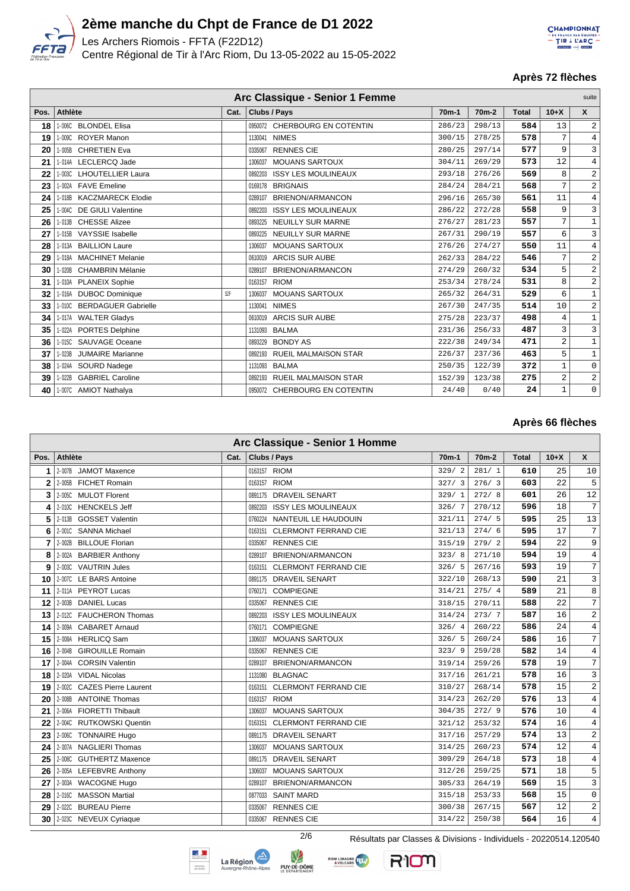# 2ème manche du Chpt de France de D1 2022

Les Archers Riomois - FFTA (F22D12)
Centre Régional de Tir à l'Arc Riom, Du 13-05-2022 au 15-05-2022

**Après 72 flèches**

## Arc Classique - Senior 1 Femme

suite

| Pos. | Athlète | Cat. | Clubs / Pays | 70m-1 | 70m-2 | Total | 10+X | X |
|---|---|---|---|---|---|---|---|---|
| 18 | 1-006C BLONDEL Elisa | | 0950072 CHERBOURG EN COTENTIN | 286/23 | 298/13 | **584** | 13 | 2 |
| 19 | 1-009C ROYER Manon | | 1130041 NIMES | 300/15 | 278/25 | **578** | 7 | 4 |
| 20 | 1-005B CHRETIEN Eva | | 0335067 RENNES CIE | 280/25 | 297/14 | **577** | 9 | 3 |
| 21 | 1-014A LECLERCQ Jade | | 1306037 MOUANS SARTOUX | 304/11 | 269/29 | **573** | 12 | 4 |
| 22 | 1-003C LHOUTELLIER Laura | | 0892203 ISSY LES MOULINEAUX | 293/18 | 276/26 | **569** | 8 | 2 |
| 23 | 1-002A FAVE Emeline | | 0169178 BRIGNAIS | 284/24 | 284/21 | **568** | 7 | 2 |
| 24 | 1-018B KACZMARECK Elodie | | 0289107 BRIENON/ARMANCON | 296/16 | 265/30 | **561** | 11 | 4 |
| 25 | 1-004C DE GIULI Valentine | | 0892203 ISSY LES MOULINEAUX | 286/22 | 272/28 | **558** | 9 | 3 |
| 26 | 1-013B CHESSE Alizee | | 0893225 NEUILLY SUR MARNE | 276/27 | 281/23 | **557** | 7 | 1 |
| 27 | 1-015B VAYSSIE Isabelle | | 0893225 NEUILLY SUR MARNE | 267/31 | 290/19 | **557** | 6 | 3 |
| 28 | 1-013A BAILLION Laure | | 1306037 MOUANS SARTOUX | 276/26 | 274/27 | **550** | 11 | 4 |
| 29 | 1-018A MACHINET Melanie | | 0610019 ARCIS SUR AUBE | 262/33 | 284/22 | **546** | 7 | 2 |
| 30 | 1-020B CHAMBRIN Mélanie | | 0289107 BRIENON/ARMANCON | 274/29 | 260/32 | **534** | 5 | 2 |
| 31 | 1-010A PLANEIX Sophie | | 0163157 RIOM | 253/34 | 278/24 | **531** | 8 | 2 |
| 32 | 1-016A DUBOC Dominique | S2F | 1306037 MOUANS SARTOUX | 265/32 | 264/31 | **529** | 6 | 1 |
| 33 | 1-010C BERDAGUER Gabrielle | | 1130041 NIMES | 267/30 | 247/35 | **514** | 10 | 2 |
| 34 | 1-017A WALTER Gladys | | 0610019 ARCIS SUR AUBE | 275/28 | 223/37 | **498** | 4 | 1 |
| 35 | 1-022A PORTES Delphine | | 1131093 BALMA | 231/36 | 256/33 | **487** | 3 | 3 |
| 36 | 1-015C SAUVAGE Oceane | | 0893229 BONDY AS | 222/38 | 249/34 | **471** | 2 | 1 |
| 37 | 1-023B JUMAIRE Marianne | | 0892193 RUEIL MALMAISON STAR | 226/37 | 237/36 | **463** | 5 | 1 |
| 38 | 1-024A SOURD Nadege | | 1131093 BALMA | 250/35 | 122/39 | **372** | 1 | 0 |
| 39 | 1-022B GABRIEL Caroline | | 0892193 RUEIL MALMAISON STAR | 152/39 | 123/38 | **275** | 2 | 2 |
| 40 | 1-007C AMIOT Nathalya | | 0950072 CHERBOURG EN COTENTIN | 24/40 | 0/40 | **24** | 1 | 0 |

**Après 66 flèches**

## Arc Classique - Senior 1 Homme

| Pos. | Athlète | Cat. | Clubs / Pays | 70m-1 | 70m-2 | Total | 10+X | X |
|---|---|---|---|---|---|---|---|---|
| 1 | 2-007B JAMOT Maxence | | 0163157 RIOM | 329/ 2 | 281/ 1 | **610** | 25 | 10 |
| 2 | 2-005B FICHET Romain | | 0163157 RIOM | 327/ 3 | 276/ 3 | **603** | 22 | 5 |
| 3 | 2-005C MULOT Florent | | 0891175 DRAVEIL SENART | 329/ 1 | 272/ 8 | **601** | 26 | 12 |
| 4 | 2-010C HENCKELS Jeff | | 0892203 ISSY LES MOULINEAUX | 326/ 7 | 270/12 | **596** | 18 | 7 |
| 5 | 2-013B GOSSET Valentin | | 0760224 NANTEUIL LE HAUDOUIN | 321/11 | 274/ 5 | **595** | 25 | 13 |
| 6 | 2-001C SANNA Michael | | 0163151 CLERMONT FERRAND CIE | 321/13 | 274/ 6 | **595** | 17 | 7 |
| 7 | 2-002B BILLOUE Florian | | 0335067 RENNES CIE | 315/19 | 279/ 2 | **594** | 22 | 9 |
| 8 | 2-002A BARBIER Anthony | | 0289107 BRIENON/ARMANCON | 323/ 8 | 271/10 | **594** | 19 | 4 |
| 9 | 2-003C VAUTRIN Jules | | 0163151 CLERMONT FERRAND CIE | 326/ 5 | 267/16 | **593** | 19 | 7 |
| 10 | 2-007C LE BARS Antoine | | 0891175 DRAVEIL SENART | 322/10 | 268/13 | **590** | 21 | 3 |
| 11 | 2-011A PEYROT Lucas | | 0760171 COMPIEGNE | 314/21 | 275/ 4 | **589** | 21 | 8 |
| 12 | 2-003B DANIEL Lucas | | 0335067 RENNES CIE | 318/15 | 270/11 | **588** | 22 | 7 |
| 13 | 2-012C FAUCHERON Thomas | | 0892203 ISSY LES MOULINEAUX | 314/24 | 273/ 7 | **587** | 16 | 2 |
| 14 | 2-009A CABARET Arnaud | | 0760171 COMPIEGNE | 326/ 4 | 260/22 | **586** | 24 | 4 |
| 15 | 2-008A HERLICQ Sam | | 1306037 MOUANS SARTOUX | 326/ 5 | 260/24 | **586** | 16 | 7 |
| 16 | 2-004B GIROUILLE Romain | | 0335067 RENNES CIE | 323/ 9 | 259/28 | **582** | 14 | 4 |
| 17 | 2-004A CORSIN Valentin | | 0289107 BRIENON/ARMANCON | 319/14 | 259/26 | **578** | 19 | 7 |
| 18 | 2-020A VIDAL Nicolas | | 1131080 BLAGNAC | 317/16 | 261/21 | **578** | 16 | 3 |
| 19 | 2-002C CAZES Pierre Laurent | | 0163151 CLERMONT FERRAND CIE | 310/27 | 268/14 | **578** | 15 | 2 |
| 20 | 2-008B ANTOINE Thomas | | 0163157 RIOM | 314/23 | 262/20 | **576** | 13 | 4 |
| 21 | 2-006A FIORETTI Thibault | | 1306037 MOUANS SARTOUX | 304/35 | 272/ 9 | **576** | 10 | 4 |
| 22 | 2-004C RUTKOWSKI Quentin | | 0163151 CLERMONT FERRAND CIE | 321/12 | 253/32 | **574** | 16 | 4 |
| 23 | 2-006C TONNAIRE Hugo | | 0891175 DRAVEIL SENART | 317/16 | 257/29 | **574** | 13 | 2 |
| 24 | 2-007A NAGLIERI Thomas | | 1306037 MOUANS SARTOUX | 314/25 | 260/23 | **574** | 12 | 4 |
| 25 | 2-008C GUTHERTZ Maxence | | 0891175 DRAVEIL SENART | 309/29 | 264/18 | **573** | 18 | 4 |
| 26 | 2-005A LEFEBVRE Anthony | | 1306037 MOUANS SARTOUX | 312/26 | 259/25 | **571** | 18 | 5 |
| 27 | 2-003A WACOGNE Hugo | | 0289107 BRIENON/ARMANCON | 305/33 | 264/19 | **569** | 15 | 3 |
| 28 | 2-016C MASSON Martial | | 0877033 SAINT MARD | 315/18 | 253/33 | **568** | 15 | 0 |
| 29 | 2-022C BUREAU Pierre | | 0335067 RENNES CIE | 300/38 | 267/15 | **567** | 12 | 2 |
| 30 | 2-023C NEVEUX Cyriaque | | 0335067 RENNES CIE | 314/22 | 250/38 | **564** | 16 | 4 |

Résultats par Classes & Divisions - Individuels - 20220514.120540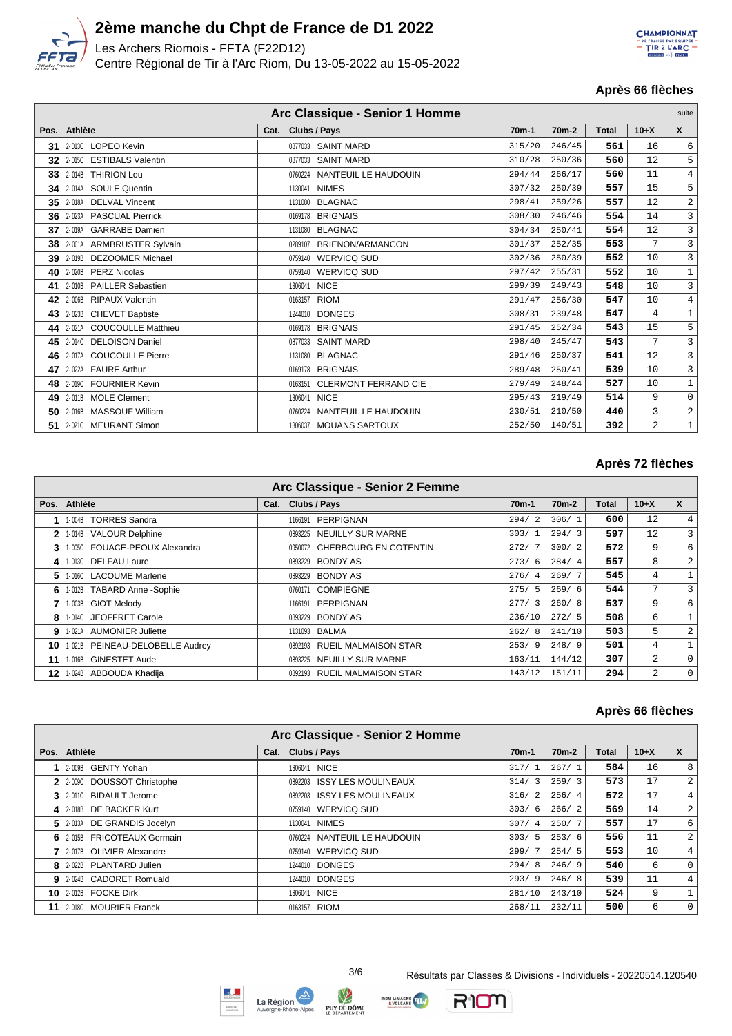# 2ème manche du Chpt de France de D1 2022

Les Archers Riomois - FFTA (F22D12)
Centre Régional de Tir à l'Arc Riom, Du 13-05-2022 au 15-05-2022

**Après 66 flèches**

| Arc Classique - Senior 1 Homme | | | | | | | | suite |
|---|---|---|---|---|---|---|---|---|
| **Pos.** | **Athlète** | **Cat.** | **Clubs / Pays** | **70m-1** | **70m-2** | **Total** | **10+X** | **X** |
| **31** | 2-013C LOPEO Kevin | | 0877033 SAINT MARD | 315/20 | 246/45 | **561** | 16 | 6 |
| **32** | 2-015C ESTIBALS Valentin | | 0877033 SAINT MARD | 310/28 | 250/36 | **560** | 12 | 5 |
| **33** | 2-014B THIRION Lou | | 0760224 NANTEUIL LE HAUDOUIN | 294/44 | 266/17 | **560** | 11 | 4 |
| **34** | 2-014A SOULE Quentin | | 1130041 NIMES | 307/32 | 250/39 | **557** | 15 | 5 |
| **35** | 2-018A DELVAL Vincent | | 1131080 BLAGNAC | 298/41 | 259/26 | **557** | 12 | 2 |
| **36** | 2-023A PASCUAL Pierrick | | 0169178 BRIGNAIS | 308/30 | 246/46 | **554** | 14 | 3 |
| **37** | 2-019A GARRABE Damien | | 1131080 BLAGNAC | 304/34 | 250/41 | **554** | 12 | 3 |
| **38** | 2-001A ARMBRUSTER Sylvain | | 0289107 BRIENON/ARMANCON | 301/37 | 252/35 | **553** | 7 | 3 |
| **39** | 2-019B DEZOOMER Michael | | 0759140 WERVICQ SUD | 302/36 | 250/39 | **552** | 10 | 3 |
| **40** | 2-020B PERZ Nicolas | | 0759140 WERVICQ SUD | 297/42 | 255/31 | **552** | 10 | 1 |
| **41** | 2-010B PAILLER Sebastien | | 1306041 NICE | 299/39 | 249/43 | **548** | 10 | 3 |
| **42** | 2-006B RIPAUX Valentin | | 0163157 RIOM | 291/47 | 256/30 | **547** | 10 | 4 |
| **43** | 2-023B CHEVET Baptiste | | 1244010 DONGES | 308/31 | 239/48 | **547** | 4 | 1 |
| **44** | 2-021A COUCOULLE Matthieu | | 0169178 BRIGNAIS | 291/45 | 252/34 | **543** | 15 | 5 |
| **45** | 2-014C DELOISON Daniel | | 0877033 SAINT MARD | 298/40 | 245/47 | **543** | 7 | 3 |
| **46** | 2-017A COUCOULLE Pierre | | 1131080 BLAGNAC | 291/46 | 250/37 | **541** | 12 | 3 |
| **47** | 2-022A FAURE Arthur | | 0169178 BRIGNAIS | 289/48 | 250/41 | **539** | 10 | 3 |
| **48** | 2-019C FOURNIER Kevin | | 0163151 CLERMONT FERRAND CIE | 279/49 | 248/44 | **527** | 10 | 1 |
| **49** | 2-011B MOLE Clement | | 1306041 NICE | 295/43 | 219/49 | **514** | 9 | 0 |
| **50** | 2-016B MASSOUF William | | 0760224 NANTEUIL LE HAUDOUIN | 230/51 | 210/50 | **440** | 3 | 2 |
| **51** | 2-021C MEURANT Simon | | 1306037 MOUANS SARTOUX | 252/50 | 140/51 | **392** | 2 | 1 |

**Après 72 flèches**

| Arc Classique - Senior 2 Femme | | | | | | | | |
|---|---|---|---|---|---|---|---|---|
| **Pos.** | **Athlète** | **Cat.** | **Clubs / Pays** | **70m-1** | **70m-2** | **Total** | **10+X** | **X** |
| **1** | 1-004B TORRES Sandra | | 1166191 PERPIGNAN | 294/ 2 | 306/ 1 | **600** | 12 | 4 |
| **2** | 1-014B VALOUR Delphine | | 0893225 NEUILLY SUR MARNE | 303/ 1 | 294/ 3 | **597** | 12 | 3 |
| **3** | 1-005C FOUACE-PEOUX Alexandra | | 0950072 CHERBOURG EN COTENTIN | 272/ 7 | 300/ 2 | **572** | 9 | 6 |
| **4** | 1-013C DELFAU Laure | | 0893229 BONDY AS | 273/ 6 | 284/ 4 | **557** | 8 | 2 |
| **5** | 1-016C LACOUME Marlene | | 0893229 BONDY AS | 276/ 4 | 269/ 7 | **545** | 4 | 1 |
| **6** | 1-012B TABARD Anne -Sophie | | 0760171 COMPIEGNE | 275/ 5 | 269/ 6 | **544** | 7 | 3 |
| **7** | 1-003B GIOT Melody | | 1166191 PERPIGNAN | 277/ 3 | 260/ 8 | **537** | 9 | 6 |
| **8** | 1-014C JEOFFRET Carole | | 0893229 BONDY AS | 236/10 | 272/ 5 | **508** | 6 | 1 |
| **9** | 1-021A AUMONIER Juliette | | 1131093 BALMA | 262/ 8 | 241/10 | **503** | 5 | 2 |
| **10** | 1-021B PEINEAU-DELOBELLE Audrey | | 0892193 RUEIL MALMAISON STAR | 253/ 9 | 248/ 9 | **501** | 4 | 1 |
| **11** | 1-016B GINESTET Aude | | 0893225 NEUILLY SUR MARNE | 163/11 | 144/12 | **307** | 2 | 0 |
| **12** | 1-024B ABBOUDA Khadija | | 0892193 RUEIL MALMAISON STAR | 143/12 | 151/11 | **294** | 2 | 0 |

**Après 66 flèches**

| Arc Classique - Senior 2 Homme | | | | | | | | |
|---|---|---|---|---|---|---|---|---|
| **Pos.** | **Athlète** | **Cat.** | **Clubs / Pays** | **70m-1** | **70m-2** | **Total** | **10+X** | **X** |
| **1** | 2-009B GENTY Yohan | | 1306041 NICE | 317/ 1 | 267/ 1 | **584** | 16 | 8 |
| **2** | 2-009C DOUSSOT Christophe | | 0892203 ISSY LES MOULINEAUX | 314/ 3 | 259/ 3 | **573** | 17 | 2 |
| **3** | 2-011C BIDAULT Jerome | | 0892203 ISSY LES MOULINEAUX | 316/ 2 | 256/ 4 | **572** | 17 | 4 |
| **4** | 2-018B DE BACKER Kurt | | 0759140 WERVICQ SUD | 303/ 6 | 266/ 2 | **569** | 14 | 2 |
| **5** | 2-013A DE GRANDIS Jocelyn | | 1130041 NIMES | 307/ 4 | 250/ 7 | **557** | 17 | 6 |
| **6** | 2-015B FRICOTEAUX Germain | | 0760224 NANTEUIL LE HAUDOUIN | 303/ 5 | 253/ 6 | **556** | 11 | 2 |
| **7** | 2-017B OLIVIER Alexandre | | 0759140 WERVICQ SUD | 299/ 7 | 254/ 5 | **553** | 10 | 4 |
| **8** | 2-022B PLANTARD Julien | | 1244010 DONGES | 294/ 8 | 246/ 9 | **540** | 6 | 0 |
| **9** | 2-024B CADORET Romuald | | 1244010 DONGES | 293/ 9 | 246/ 8 | **539** | 11 | 4 |
| **10** | 2-012B FOCKE Dirk | | 1306041 NICE | 281/10 | 243/10 | **524** | 9 | 1 |
| **11** | 2-018C MOURIER Franck | | 0163157 RIOM | 268/11 | 232/11 | **500** | 6 | 0 |

Résultats par Classes & Divisions - Individuels - 20220514.120540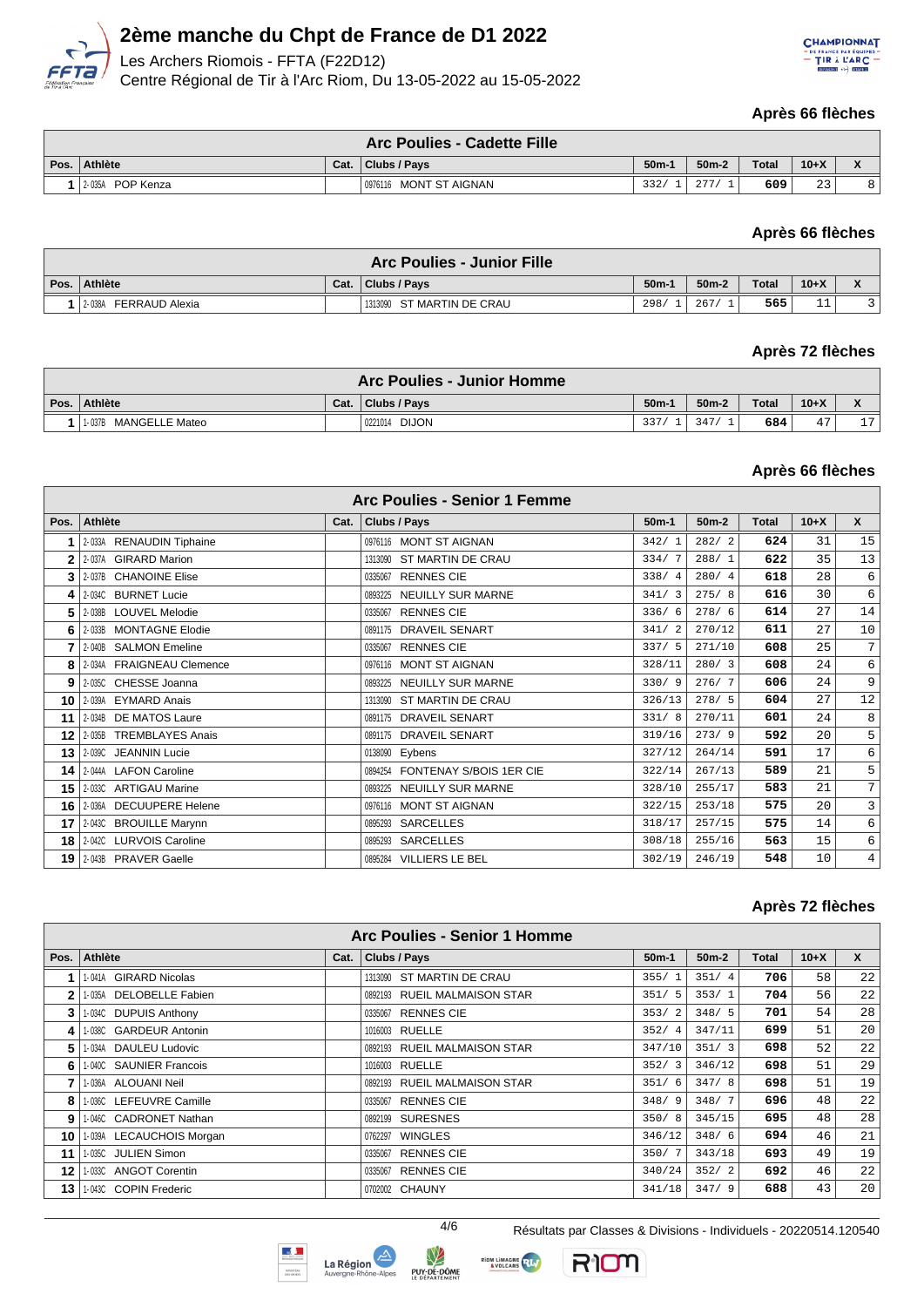# 2ème manche du Chpt de France de D1 2022

Les Archers Riomois - FFTA (F22D12)
Centre Régional de Tir à l'Arc Riom, Du 13-05-2022 au 15-05-2022

**Après 66 flèches**

| Arc Poulies - Cadette Fille | | | | | | | | |
|---|---|---|---|---|---|---|---|---|
| Pos. | Athlète | Cat. | Clubs / Pays | 50m-1 | 50m-2 | Total | 10+X | X |
| 1 | 2-035A POP Kenza | | 0976116 MONT ST AIGNAN | 332/ 1 | 277/ 1 | 609 | 23 | 8 |

**Après 66 flèches**

| Arc Poulies - Junior Fille | | | | | | | | |
|---|---|---|---|---|---|---|---|---|
| Pos. | Athlète | Cat. | Clubs / Pays | 50m-1 | 50m-2 | Total | 10+X | X |
| 1 | 2-038A FERRAUD Alexia | | 1313090 ST MARTIN DE CRAU | 298/ 1 | 267/ 1 | 565 | 11 | 3 |

**Après 72 flèches**

| Arc Poulies - Junior Homme | | | | | | | | |
|---|---|---|---|---|---|---|---|---|
| Pos. | Athlète | Cat. | Clubs / Pays | 50m-1 | 50m-2 | Total | 10+X | X |
| 1 | 1-037B MANGELLE Mateo | | 0221014 DIJON | 337/ 1 | 347/ 1 | 684 | 47 | 17 |

**Après 66 flèches**

| Arc Poulies - Senior 1 Femme | | | | | | | | |
|---|---|---|---|---|---|---|---|---|
| Pos. | Athlète | Cat. | Clubs / Pays | 50m-1 | 50m-2 | Total | 10+X | X |
| 1 | 2-033A RENAUDIN Tiphaine | | 0976116 MONT ST AIGNAN | 342/ 1 | 282/ 2 | 624 | 31 | 15 |
| 2 | 2-037A GIRARD Marion | | 1313090 ST MARTIN DE CRAU | 334/ 7 | 288/ 1 | 622 | 35 | 13 |
| 3 | 2-037B CHANOINE Elise | | 0335067 RENNES CIE | 338/ 4 | 280/ 4 | 618 | 28 | 6 |
| 4 | 2-034C BURNET Lucie | | 0893225 NEUILLY SUR MARNE | 341/ 3 | 275/ 8 | 616 | 30 | 6 |
| 5 | 2-038B LOUVEL Melodie | | 0335067 RENNES CIE | 336/ 6 | 278/ 6 | 614 | 27 | 14 |
| 6 | 2-033B MONTAGNE Elodie | | 0891175 DRAVEIL SENART | 341/ 2 | 270/12 | 611 | 27 | 10 |
| 7 | 2-040B SALMON Emeline | | 0335067 RENNES CIE | 337/ 5 | 271/10 | 608 | 25 | 7 |
| 8 | 2-034A FRAIGNEAU Clemence | | 0976116 MONT ST AIGNAN | 328/11 | 280/ 3 | 608 | 24 | 6 |
| 9 | 2-035C CHESSE Joanna | | 0893225 NEUILLY SUR MARNE | 330/ 9 | 276/ 7 | 606 | 24 | 9 |
| 10 | 2-039A EYMARD Anais | | 1313090 ST MARTIN DE CRAU | 326/13 | 278/ 5 | 604 | 27 | 12 |
| 11 | 2-034B DE MATOS Laure | | 0891175 DRAVEIL SENART | 331/ 8 | 270/11 | 601 | 24 | 8 |
| 12 | 2-035B TREMBLAYES Anais | | 0891175 DRAVEIL SENART | 319/16 | 273/ 9 | 592 | 20 | 5 |
| 13 | 2-039C JEANNIN Lucie | | 0138090 Eybens | 327/12 | 264/14 | 591 | 17 | 6 |
| 14 | 2-044A LAFON Caroline | | 0894254 FONTENAY S/BOIS 1ER CIE | 322/14 | 267/13 | 589 | 21 | 5 |
| 15 | 2-033C ARTIGAU Marine | | 0893225 NEUILLY SUR MARNE | 328/10 | 255/17 | 583 | 21 | 7 |
| 16 | 2-036A DECUUPERE Helene | | 0976116 MONT ST AIGNAN | 322/15 | 253/18 | 575 | 20 | 3 |
| 17 | 2-043C BROUILLE Marynn | | 0895293 SARCELLES | 318/17 | 257/15 | 575 | 14 | 6 |
| 18 | 2-042C LURVOIS Caroline | | 0895293 SARCELLES | 308/18 | 255/16 | 563 | 15 | 6 |
| 19 | 2-043B PRAVER Gaelle | | 0895284 VILLIERS LE BEL | 302/19 | 246/19 | 548 | 10 | 4 |

**Après 72 flèches**

| Arc Poulies - Senior 1 Homme | | | | | | | | |
|---|---|---|---|---|---|---|---|---|
| Pos. | Athlète | Cat. | Clubs / Pays | 50m-1 | 50m-2 | Total | 10+X | X |
| 1 | 1-041A GIRARD Nicolas | | 1313090 ST MARTIN DE CRAU | 355/ 1 | 351/ 4 | 706 | 58 | 22 |
| 2 | 1-035A DELOBELLE Fabien | | 0892193 RUEIL MALMAISON STAR | 351/ 5 | 353/ 1 | 704 | 56 | 22 |
| 3 | 1-034C DUPUIS Anthony | | 0335067 RENNES CIE | 353/ 2 | 348/ 5 | 701 | 54 | 28 |
| 4 | 1-038C GARDEUR Antonin | | 1016003 RUELLE | 352/ 4 | 347/11 | 699 | 51 | 20 |
| 5 | 1-034A DAULEU Ludovic | | 0892193 RUEIL MALMAISON STAR | 347/10 | 351/ 3 | 698 | 52 | 22 |
| 6 | 1-040C SAUNIER Francois | | 1016003 RUELLE | 352/ 3 | 346/12 | 698 | 51 | 29 |
| 7 | 1-036A ALOUANI Neil | | 0892193 RUEIL MALMAISON STAR | 351/ 6 | 347/ 8 | 698 | 51 | 19 |
| 8 | 1-036C LEFEUVRE Camille | | 0335067 RENNES CIE | 348/ 9 | 348/ 7 | 696 | 48 | 22 |
| 9 | 1-046C CADRONET Nathan | | 0892199 SURESNES | 350/ 8 | 345/15 | 695 | 48 | 28 |
| 10 | 1-039A LECAUCHOIS Morgan | | 0762297 WINGLES | 346/12 | 348/ 6 | 694 | 46 | 21 |
| 11 | 1-035C JULIEN Simon | | 0335067 RENNES CIE | 350/ 7 | 343/18 | 693 | 49 | 19 |
| 12 | 1-033C ANGOT Corentin | | 0335067 RENNES CIE | 340/24 | 352/ 2 | 692 | 46 | 22 |
| 13 | 1-043C COPIN Frederic | | 0702002 CHAUNY | 341/18 | 347/ 9 | 688 | 43 | 20 |

Résultats par Classes & Divisions - Individuels - 20220514.120540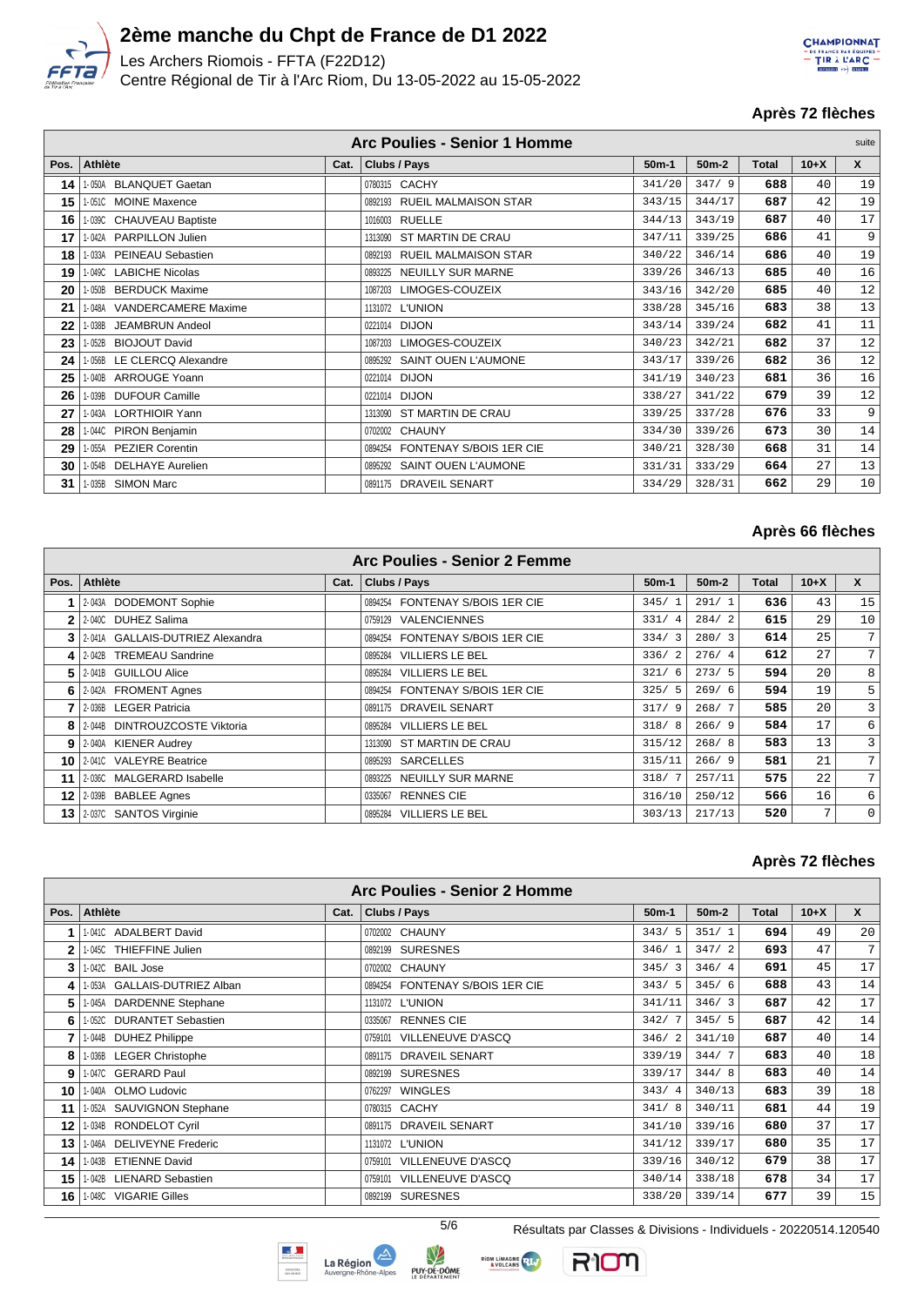# 2ème manche du Chpt de France de D1 2022

Les Archers Riomois - FFTA (F22D12)
Centre Régional de Tir à l'Arc Riom, Du 13-05-2022 au 15-05-2022

### Après 72 flèches

| Arc Poulies - Senior 1 Homme | | | | | | | | suite |
|---|---|---|---|---|---|---|---|---|
| Pos. | Athlète | Cat. | Clubs / Pays | 50m-1 | 50m-2 | Total | 10+X | X |
| 14 | 1-050A BLANQUET Gaetan | | 0780315 CACHY | 341/20 | 347/ 9 | 688 | 40 | 19 |
| 15 | 1-051C MOINE Maxence | | 0892193 RUEIL MALMAISON STAR | 343/15 | 344/17 | 687 | 42 | 19 |
| 16 | 1-039C CHAUVEAU Baptiste | | 1016003 RUELLE | 344/13 | 343/19 | 687 | 40 | 17 |
| 17 | 1-042A PARPILLON Julien | | 1313090 ST MARTIN DE CRAU | 347/11 | 339/25 | 686 | 41 | 9 |
| 18 | 1-033A PEINEAU Sebastien | | 0892193 RUEIL MALMAISON STAR | 340/22 | 346/14 | 686 | 40 | 19 |
| 19 | 1-049C LABICHE Nicolas | | 0893225 NEUILLY SUR MARNE | 339/26 | 346/13 | 685 | 40 | 16 |
| 20 | 1-050B BERDUCK Maxime | | 1087203 LIMOGES-COUZEIX | 343/16 | 342/20 | 685 | 40 | 12 |
| 21 | 1-048A VANDERCAMERE Maxime | | 1131072 L'UNION | 338/28 | 345/16 | 683 | 38 | 13 |
| 22 | 1-038B JEAMBRUN Andeol | | 0221014 DIJON | 343/14 | 339/24 | 682 | 41 | 11 |
| 23 | 1-052B BIOJOUT David | | 1087203 LIMOGES-COUZEIX | 340/23 | 342/21 | 682 | 37 | 12 |
| 24 | 1-056B LE CLERCQ Alexandre | | 0895292 SAINT OUEN L'AUMONE | 343/17 | 339/26 | 682 | 36 | 12 |
| 25 | 1-040B ARROUGE Yoann | | 0221014 DIJON | 341/19 | 340/23 | 681 | 36 | 16 |
| 26 | 1-039B DUFOUR Camille | | 0221014 DIJON | 338/27 | 341/22 | 679 | 39 | 12 |
| 27 | 1-043A LORTHIOIR Yann | | 1313090 ST MARTIN DE CRAU | 339/25 | 337/28 | 676 | 33 | 9 |
| 28 | 1-044C PIRON Benjamin | | 0702002 CHAUNY | 334/30 | 339/26 | 673 | 30 | 14 |
| 29 | 1-055A PEZIER Corentin | | 0894254 FONTENAY S/BOIS 1ER CIE | 340/21 | 328/30 | 668 | 31 | 14 |
| 30 | 1-054B DELHAYE Aurelien | | 0895292 SAINT OUEN L'AUMONE | 331/31 | 333/29 | 664 | 27 | 13 |
| 31 | 1-035B SIMON Marc | | 0891175 DRAVEIL SENART | 334/29 | 328/31 | 662 | 29 | 10 |

### Après 66 flèches

| Arc Poulies - Senior 2 Femme | | | | | | | | |
|---|---|---|---|---|---|---|---|---|
| Pos. | Athlète | Cat. | Clubs / Pays | 50m-1 | 50m-2 | Total | 10+X | X |
| 1 | 2-043A DODEMONT Sophie | | 0894254 FONTENAY S/BOIS 1ER CIE | 345/ 1 | 291/ 1 | 636 | 43 | 15 |
| 2 | 2-040C DUHEZ Salima | | 0759129 VALENCIENNES | 331/ 4 | 284/ 2 | 615 | 29 | 10 |
| 3 | 2-041A GALLAIS-DUTRIEZ Alexandra | | 0894254 FONTENAY S/BOIS 1ER CIE | 334/ 3 | 280/ 3 | 614 | 25 | 7 |
| 4 | 2-042B TREMEAU Sandrine | | 0895284 VILLIERS LE BEL | 336/ 2 | 276/ 4 | 612 | 27 | 7 |
| 5 | 2-041B GUILLOU Alice | | 0895284 VILLIERS LE BEL | 321/ 6 | 273/ 5 | 594 | 20 | 8 |
| 6 | 2-042A FROMENT Agnes | | 0894254 FONTENAY S/BOIS 1ER CIE | 325/ 5 | 269/ 6 | 594 | 19 | 5 |
| 7 | 2-036B LEGER Patricia | | 0891175 DRAVEIL SENART | 317/ 9 | 268/ 7 | 585 | 20 | 3 |
| 8 | 2-044B DINTROUZCOSTE Viktoria | | 0895284 VILLIERS LE BEL | 318/ 8 | 266/ 9 | 584 | 17 | 6 |
| 9 | 2-040A KIENER Audrey | | 1313090 ST MARTIN DE CRAU | 315/12 | 268/ 8 | 583 | 13 | 3 |
| 10 | 2-041C VALEYRE Beatrice | | 0895293 SARCELLES | 315/11 | 266/ 9 | 581 | 21 | 7 |
| 11 | 2-036C MALGERARD Isabelle | | 0893225 NEUILLY SUR MARNE | 318/ 7 | 257/11 | 575 | 22 | 7 |
| 12 | 2-039B BABLEE Agnes | | 0335067 RENNES CIE | 316/10 | 250/12 | 566 | 16 | 6 |
| 13 | 2-037C SANTOS Virginie | | 0895284 VILLIERS LE BEL | 303/13 | 217/13 | 520 | 7 | 0 |

### Après 72 flèches

| Arc Poulies - Senior 2 Homme | | | | | | | | |
|---|---|---|---|---|---|---|---|---|
| Pos. | Athlète | Cat. | Clubs / Pays | 50m-1 | 50m-2 | Total | 10+X | X |
| 1 | 1-041C ADALBERT David | | 0702002 CHAUNY | 343/ 5 | 351/ 1 | 694 | 49 | 20 |
| 2 | 1-045C THIEFFINE Julien | | 0892199 SURESNES | 346/ 1 | 347/ 2 | 693 | 47 | 7 |
| 3 | 1-042C BAIL Jose | | 0702002 CHAUNY | 345/ 3 | 346/ 4 | 691 | 45 | 17 |
| 4 | 1-053A GALLAIS-DUTRIEZ Alban | | 0894254 FONTENAY S/BOIS 1ER CIE | 343/ 5 | 345/ 6 | 688 | 43 | 14 |
| 5 | 1-045A DARDENNE Stephane | | 1131072 L'UNION | 341/11 | 346/ 3 | 687 | 42 | 17 |
| 6 | 1-052C DURANTET Sebastien | | 0335067 RENNES CIE | 342/ 7 | 345/ 5 | 687 | 42 | 14 |
| 7 | 1-044B DUHEZ Philippe | | 0759101 VILLENEUVE D'ASCQ | 346/ 2 | 341/10 | 687 | 40 | 14 |
| 8 | 1-036B LEGER Christophe | | 0891175 DRAVEIL SENART | 339/19 | 344/ 7 | 683 | 40 | 18 |
| 9 | 1-047C GERARD Paul | | 0892199 SURESNES | 339/17 | 344/ 8 | 683 | 40 | 14 |
| 10 | 1-040A OLMO Ludovic | | 0762297 WINGLES | 343/ 4 | 340/13 | 683 | 39 | 18 |
| 11 | 1-052A SAUVIGNON Stephane | | 0780315 CACHY | 341/ 8 | 340/11 | 681 | 44 | 19 |
| 12 | 1-034B RONDELOT Cyril | | 0891175 DRAVEIL SENART | 341/10 | 339/16 | 680 | 37 | 17 |
| 13 | 1-046A DELIVEYNE Frederic | | 1131072 L'UNION | 341/12 | 339/17 | 680 | 35 | 17 |
| 14 | 1-043B ETIENNE David | | 0759101 VILLENEUVE D'ASCQ | 339/16 | 340/12 | 679 | 38 | 17 |
| 15 | 1-042B LIENARD Sebastien | | 0759101 VILLENEUVE D'ASCQ | 340/14 | 338/18 | 678 | 34 | 17 |
| 16 | 1-048C VIGARIE Gilles | | 0892199 SURESNES | 338/20 | 339/14 | 677 | 39 | 15 |

Résultats par Classes & Divisions - Individuels - 20220514.120540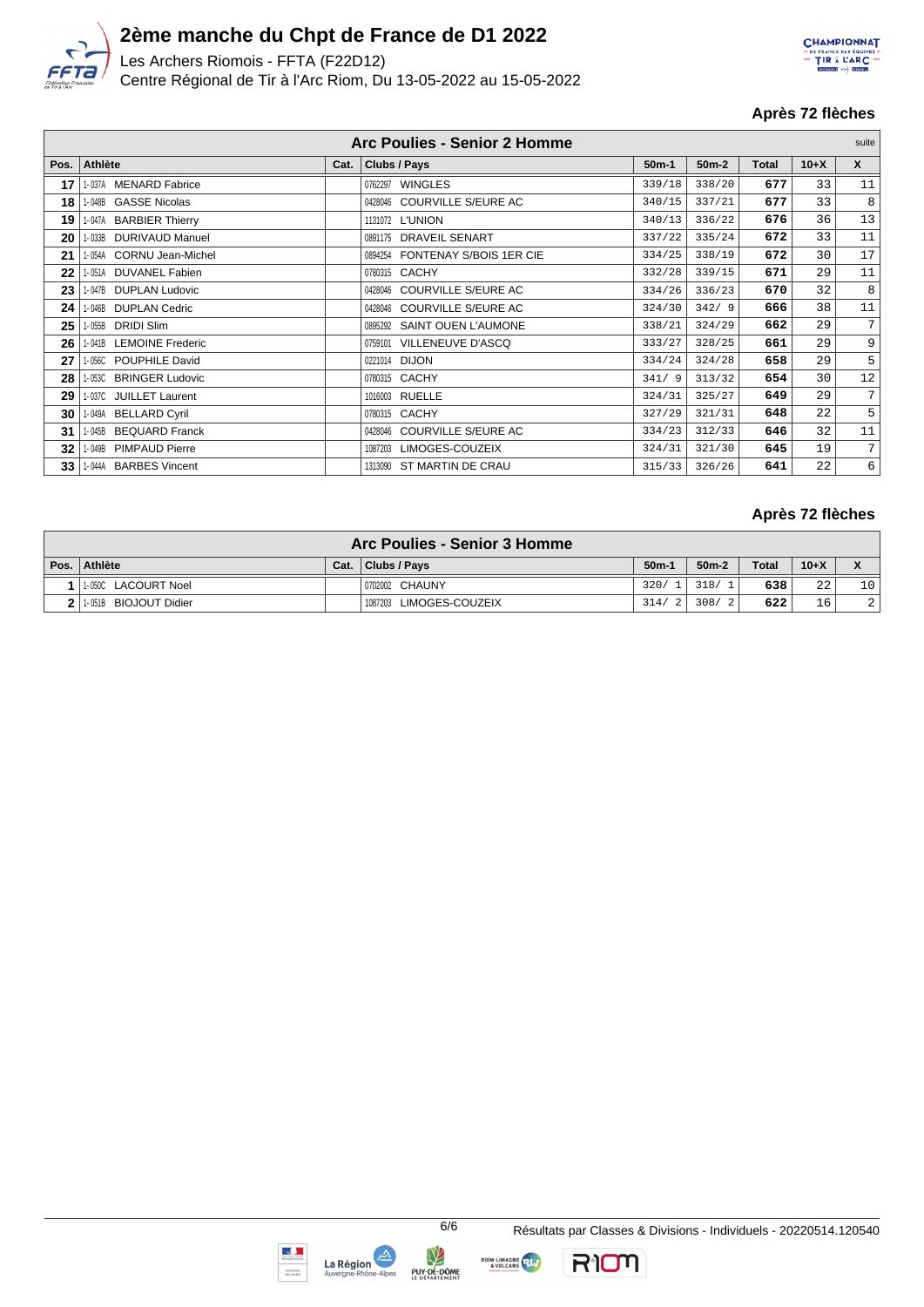# 2ème manche du Chpt de France de D1 2022

Les Archers Riomois - FFTA (F22D12)

Centre Régional de Tir à l'Arc Riom, Du 13-05-2022 au 15-05-2022

**Après 72 flèches**

| Arc Poulies - Senior 2 Homme | | | | | | | | suite |
|---|---|---|---|---|---|---|---|---|
| **Pos.** | **Athlète** | **Cat.** | **Clubs / Pays** | **50m-1** | **50m-2** | **Total** | **10+X** | **X** |
| **17** | 1-037A MENARD Fabrice | | 0762297 WINGLES | 339/18 | 338/20 | **677** | 33 | 11 |
| **18** | 1-048B GASSE Nicolas | | 0428046 COURVILLE S/EURE AC | 340/15 | 337/21 | **677** | 33 | 8 |
| **19** | 1-047A BARBIER Thierry | | 1131072 L'UNION | 340/13 | 336/22 | **676** | 36 | 13 |
| **20** | 1-033B DURIVAUD Manuel | | 0891175 DRAVEIL SENART | 337/22 | 335/24 | **672** | 33 | 11 |
| **21** | 1-054A CORNU Jean-Michel | | 0894254 FONTENAY S/BOIS 1ER CIE | 334/25 | 338/19 | **672** | 30 | 17 |
| **22** | 1-051A DUVANEL Fabien | | 0780315 CACHY | 332/28 | 339/15 | **671** | 29 | 11 |
| **23** | 1-047B DUPLAN Ludovic | | 0428046 COURVILLE S/EURE AC | 334/26 | 336/23 | **670** | 32 | 8 |
| **24** | 1-046B DUPLAN Cedric | | 0428046 COURVILLE S/EURE AC | 324/30 | 342/ 9 | **666** | 38 | 11 |
| **25** | 1-055B DRIDI Slim | | 0895292 SAINT OUEN L'AUMONE | 338/21 | 324/29 | **662** | 29 | 7 |
| **26** | 1-041B LEMOINE Frederic | | 0759101 VILLENEUVE D'ASCQ | 333/27 | 328/25 | **661** | 29 | 9 |
| **27** | 1-056C POUPHILE David | | 0221014 DIJON | 334/24 | 324/28 | **658** | 29 | 5 |
| **28** | 1-053C BRINGER Ludovic | | 0780315 CACHY | 341/ 9 | 313/32 | **654** | 30 | 12 |
| **29** | 1-037C JUILLET Laurent | | 1016003 RUELLE | 324/31 | 325/27 | **649** | 29 | 7 |
| **30** | 1-049A BELLARD Cyril | | 0780315 CACHY | 327/29 | 321/31 | **648** | 22 | 5 |
| **31** | 1-045B BEQUARD Franck | | 0428046 COURVILLE S/EURE AC | 334/23 | 312/33 | **646** | 32 | 11 |
| **32** | 1-049B PIMPAUD Pierre | | 1087203 LIMOGES-COUZEIX | 324/31 | 321/30 | **645** | 19 | 7 |
| **33** | 1-044A BARBES Vincent | | 1313090 ST MARTIN DE CRAU | 315/33 | 326/26 | **641** | 22 | 6 |

**Après 72 flèches**

| Arc Poulies - Senior 3 Homme | | | | | | | | |
|---|---|---|---|---|---|---|---|---|
| **Pos.** | **Athlète** | **Cat.** | **Clubs / Pays** | **50m-1** | **50m-2** | **Total** | **10+X** | **X** |
| **1** | 1-050C LACOURT Noel | | 0702002 CHAUNY | 320/ 1 | 318/ 1 | **638** | 22 | 10 |
| **2** | 1-051B BIOJOUT Didier | | 1087203 LIMOGES-COUZEIX | 314/ 2 | 308/ 2 | **622** | 16 | 2 |

Résultats par Classes & Divisions - Individuels - 20220514.120540